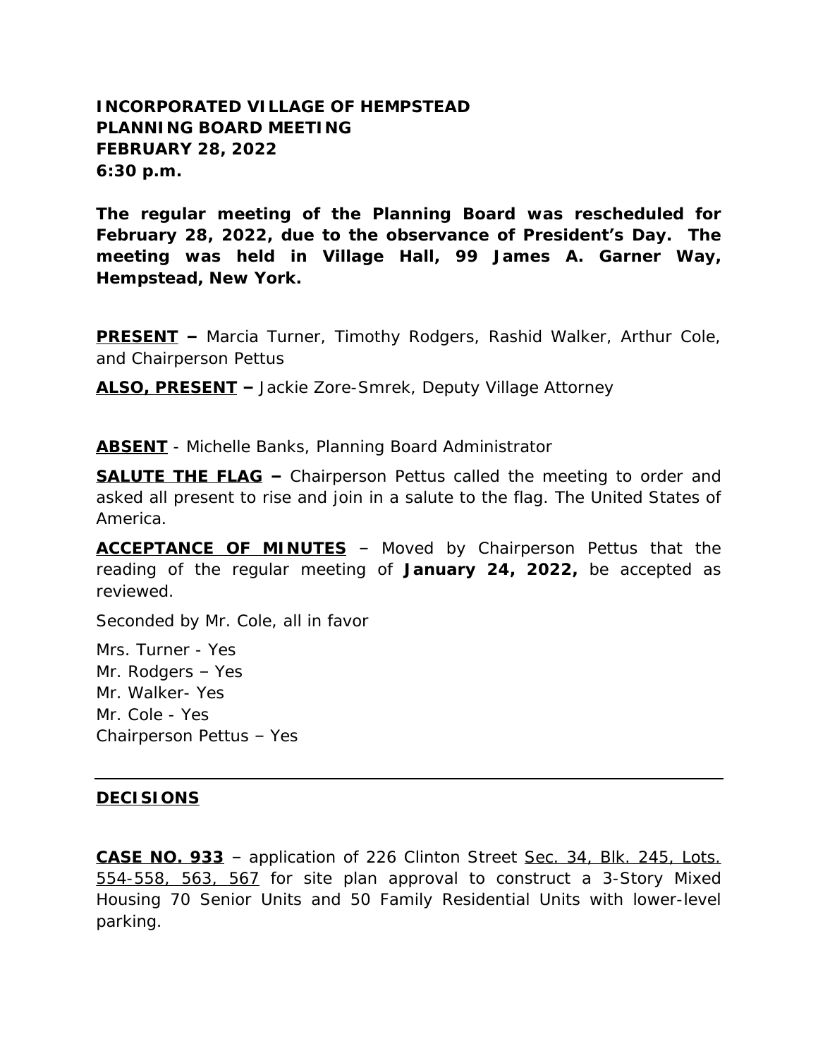**INCORPORATED VILLAGE OF HEMPSTEAD**
**PLANNING BOARD MEETING**
**FEBRUARY 28, 2022**
**6:30 p.m.**

**The regular meeting of the Planning Board was rescheduled for February 28, 2022, due to the observance of President's Day. The meeting was held in Village Hall, 99 James A. Garner Way, Hempstead, New York.**

**PRESENT –** Marcia Turner, Timothy Rodgers, Rashid Walker, Arthur Cole, and Chairperson Pettus

**ALSO, PRESENT –** Jackie Zore-Smrek, Deputy Village Attorney

**ABSENT** - Michelle Banks, Planning Board Administrator

**SALUTE THE FLAG –** Chairperson Pettus called the meeting to order and asked all present to rise and join in a salute to the flag. The United States of America.

**ACCEPTANCE OF MINUTES** – Moved by Chairperson Pettus that the reading of the regular meeting of **January 24, 2022,** be accepted as reviewed.

Seconded by Mr. Cole, all in favor

Mrs. Turner - Yes
Mr. Rodgers – Yes
Mr. Walker- Yes
Mr. Cole - Yes
Chairperson Pettus – Yes

---

**DECISIONS**

**CASE NO. 933** – application of 226 Clinton Street Sec. 34, Blk. 245, Lots. 554-558, 563, 567 for site plan approval to construct a 3-Story Mixed Housing 70 Senior Units and 50 Family Residential Units with lower-level parking.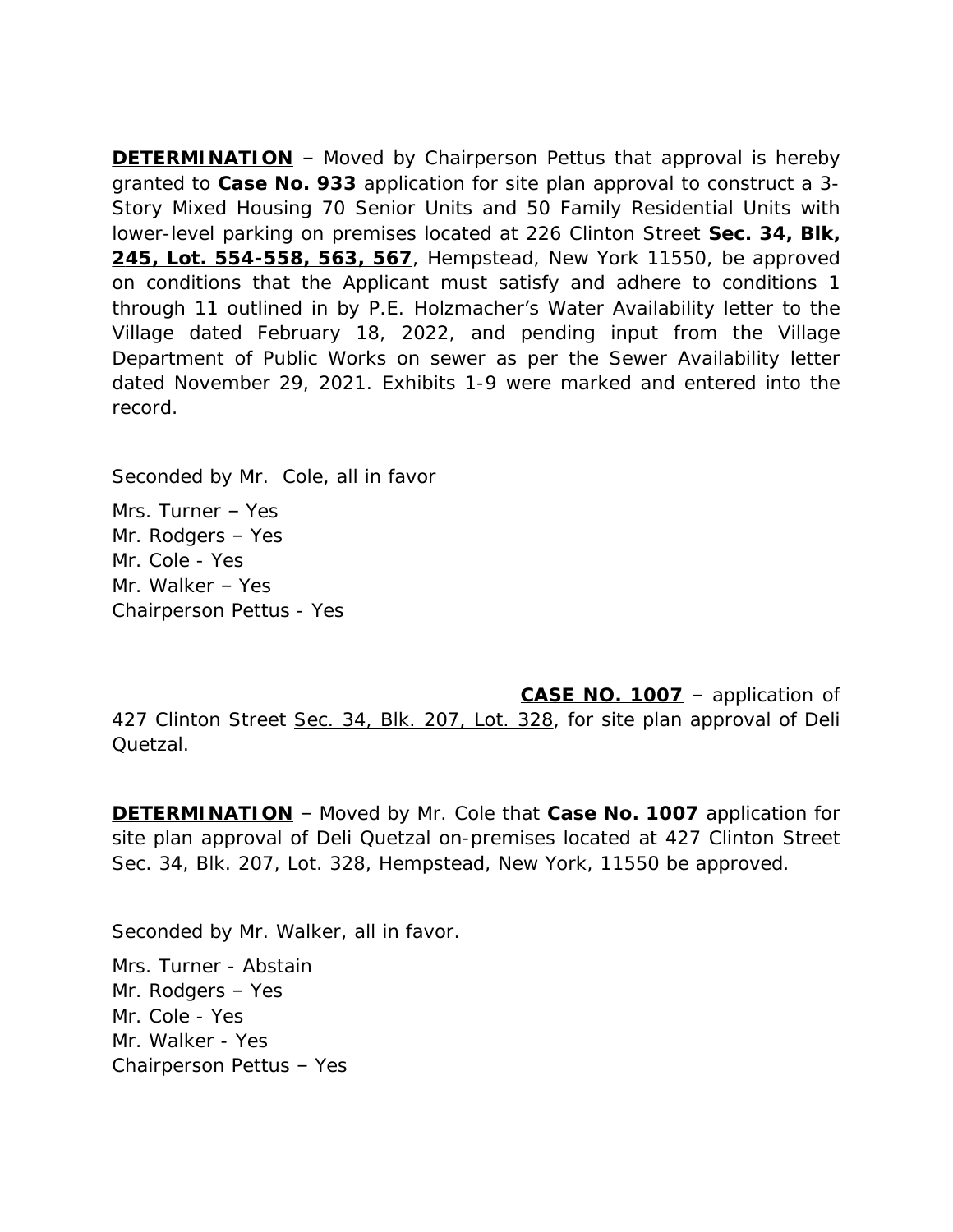**<u>DETERMINATION</u>** – Moved by Chairperson Pettus that approval is hereby granted to **Case No. 933** application for site plan approval to construct a 3-Story Mixed Housing 70 Senior Units and 50 Family Residential Units with lower-level parking on premises located at 226 Clinton Street **<u>Sec. 34, Blk, 245, Lot. 554-558, 563, 567</u>**, Hempstead, New York 11550, be approved on conditions that the Applicant must satisfy and adhere to conditions 1 through 11 outlined in by P.E. Holzmacher's Water Availability letter to the Village dated February 18, 2022, and pending input from the Village Department of Public Works on sewer as per the Sewer Availability letter dated November 29, 2021. Exhibits 1-9 were marked and entered into the record.

Seconded by Mr. Cole, all in favor

Mrs. Turner – Yes
Mr. Rodgers – Yes
Mr. Cole - Yes
Mr. Walker – Yes
Chairperson Pettus - Yes

**<u>CASE NO. 1007</u>** – application of 427 Clinton Street <u>Sec. 34, Blk. 207, Lot. 328</u>, for site plan approval of Deli Quetzal.

**<u>DETERMINATION</u>** – Moved by Mr. Cole that **Case No. 1007** application for site plan approval of Deli Quetzal on-premises located at 427 Clinton Street <u>Sec. 34, Blk. 207, Lot. 328,</u> Hempstead, New York, 11550 be approved.

Seconded by Mr. Walker, all in favor.

Mrs. Turner - Abstain
Mr. Rodgers – Yes
Mr. Cole - Yes
Mr. Walker - Yes
Chairperson Pettus – Yes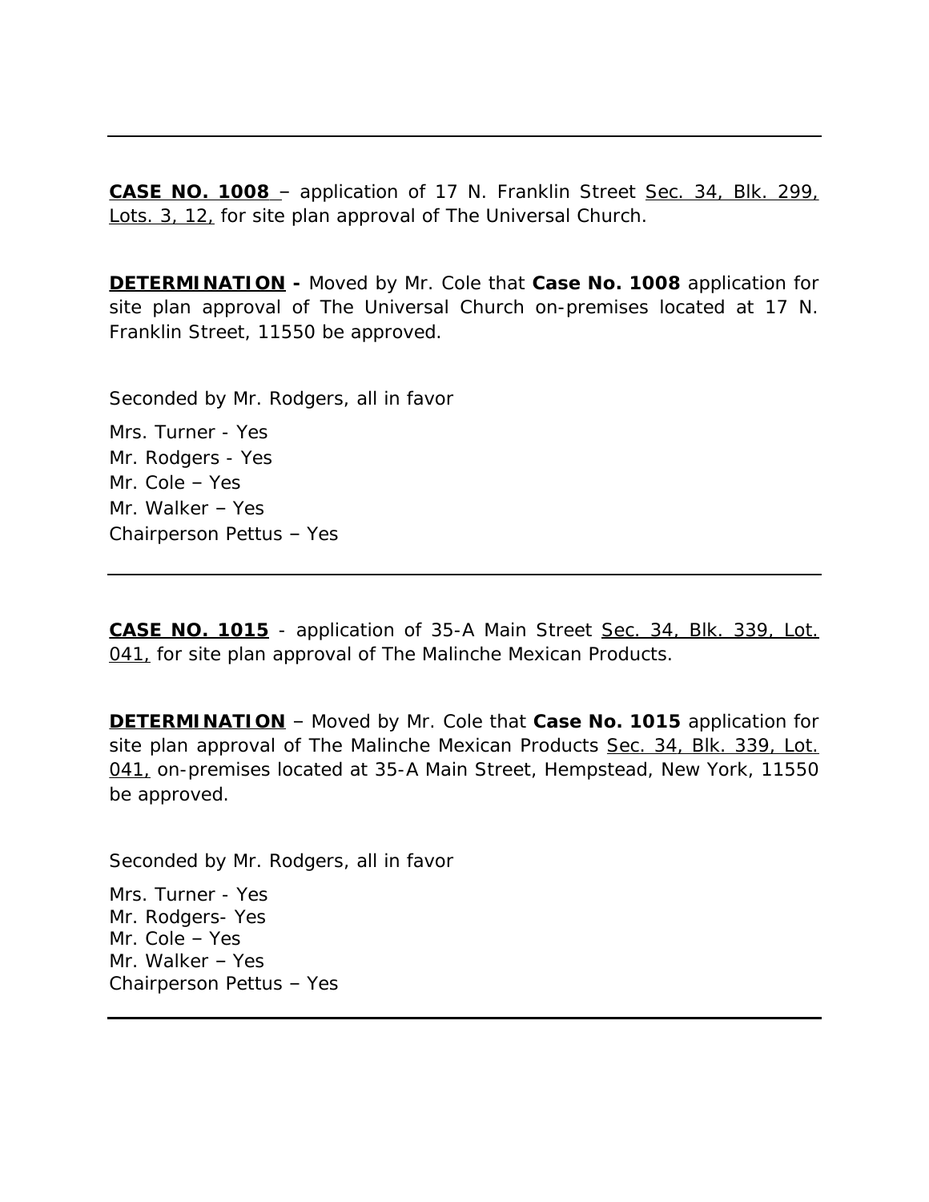---

**CASE NO. 1008** – application of 17 N. Franklin Street Sec. 34, Blk. 299, Lots. 3, 12, for site plan approval of The Universal Church.

**DETERMINATION -** Moved by Mr. Cole that **Case No. 1008** application for site plan approval of The Universal Church on-premises located at 17 N. Franklin Street, 11550 be approved.

Seconded by Mr. Rodgers, all in favor

Mrs. Turner - Yes
Mr. Rodgers - Yes
Mr. Cole – Yes
Mr. Walker – Yes
Chairperson Pettus – Yes

---

**CASE NO. 1015** - application of 35-A Main Street Sec. 34, Blk. 339, Lot. 041, for site plan approval of The Malinche Mexican Products.

**DETERMINATION** – Moved by Mr. Cole that **Case No. 1015** application for site plan approval of The Malinche Mexican Products Sec. 34, Blk. 339, Lot. 041, on-premises located at 35-A Main Street, Hempstead, New York, 11550 be approved.

Seconded by Mr. Rodgers, all in favor

Mrs. Turner - Yes
Mr. Rodgers- Yes
Mr. Cole – Yes
Mr. Walker – Yes
Chairperson Pettus – Yes

---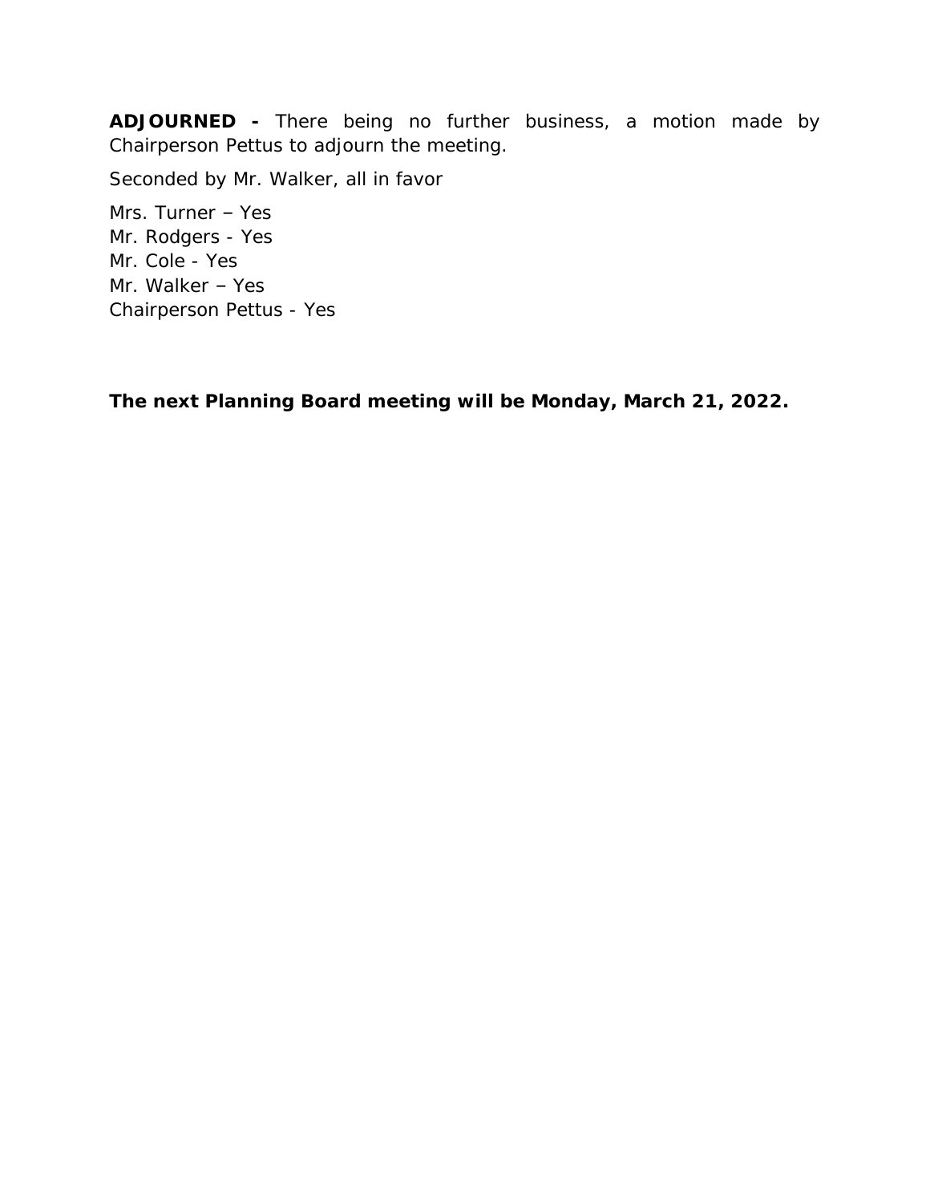**ADJOURNED -** There being no further business, a motion made by Chairperson Pettus to adjourn the meeting.

Seconded by Mr. Walker, all in favor

Mrs. Turner – Yes
Mr. Rodgers - Yes
Mr. Cole - Yes
Mr. Walker – Yes
Chairperson Pettus - Yes

**The next Planning Board meeting will be Monday, March 21, 2022.**